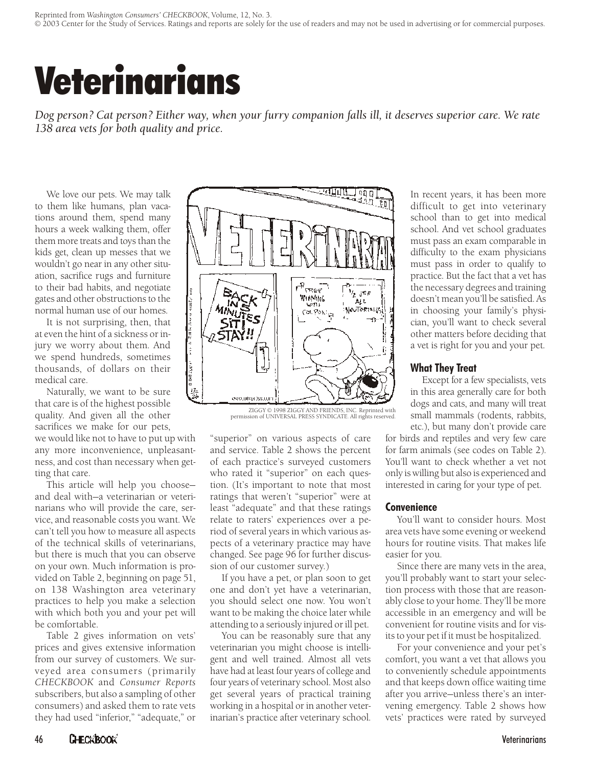Reprinted from *Washington Consumers' CHECKBOOK*, Volume, 12, No. 3.
© 2003 Center for the Study of Services. Ratings and reports are solely for the use of readers and may not be used in advertising or for commercial purposes.

# Veterinarians

*Dog person? Cat person? Either way, when your furry companion falls ill, it deserves superior care. We rate 138 area vets for both quality and price.*

We love our pets. We may talk to them like humans, plan vacations around them, spend many hours a week walking them, offer them more treats and toys than the kids get, clean up messes that we wouldn't go near in any other situation, sacrifice rugs and furniture to their bad habits, and negotiate gates and other obstructions to the normal human use of our homes.

It is not surprising, then, that at even the hint of a sickness or injury we worry about them. And we spend hundreds, sometimes thousands, of dollars on their medical care.

Naturally, we want to be sure that care is of the highest possible quality. And given all the other sacrifices we make for our pets, we would like not to have to put up with any more inconvenience, unpleasantness, and cost than necessary when getting that care.

This article will help you choose—and deal with—a veterinarian or veterinarians who will provide the care, service, and reasonable costs you want. We can't tell you how to measure all aspects of the technical skills of veterinarians, but there is much that you can observe on your own. Much information is provided on Table 2, beginning on page 51, on 138 Washington area veterinary practices to help you make a selection with which both you and your pet will be comfortable.

Table 2 gives information on vets' prices and gives extensive information from our survey of customers. We surveyed area consumers (primarily *CHECKBOOK* and *Consumer Reports* subscribers, but also a sampling of other consumers) and asked them to rate vets they had used "inferior," "adequate," or "superior" on various aspects of care and service. Table 2 shows the percent of each practice's surveyed customers who rated it "superior" on each question. (It's important to note that most ratings that weren't "superior" were at least "adequate" and that these ratings relate to raters' experiences over a period of several years in which various aspects of a veterinary practice may have changed. See page 96 for further discussion of our customer survey.)

ZIGGY © 1998 ZIGGY AND FRIENDS, INC. Reprinted with permission of UNIVERSAL PRESS SYNDICATE. All rights reserved.

If you have a pet, or plan soon to get one and don't yet have a veterinarian, you should select one now. You won't want to be making the choice later while attending to a seriously injured or ill pet.

You can be reasonably sure that any veterinarian you might choose is intelligent and well trained. Almost all vets have had at least four years of college and four years of veterinary school. Most also get several years of practical training working in a hospital or in another veterinarian's practice after veterinary school. In recent years, it has been more difficult to get into veterinary school than to get into medical school. And vet school graduates must pass an exam comparable in difficulty to the exam physicians must pass in order to qualify to practice. But the fact that a vet has the necessary degrees and training doesn't mean you'll be satisfied. As in choosing your family's physician, you'll want to check several other matters before deciding that a vet is right for you and your pet.

### What They Treat

Except for a few specialists, vets in this area generally care for both dogs and cats, and many will treat small mammals (rodents, rabbits, etc.), but many don't provide care for birds and reptiles and very few care for farm animals (see codes on Table 2). You'll want to check whether a vet not only is willing but also is experienced and interested in caring for your type of pet.

### Convenience

You'll want to consider hours. Most area vets have some evening or weekend hours for routine visits. That makes life easier for you.

Since there are many vets in the area, you'll probably want to start your selection process with those that are reasonably close to your home. They'll be more accessible in an emergency and will be convenient for routine visits and for visits to your pet if it must be hospitalized.

For your convenience and your pet's comfort, you want a vet that allows you to conveniently schedule appointments and that keeps down office waiting time after you arrive—unless there's an intervening emergency. Table 2 shows how vets' practices were rated by surveyed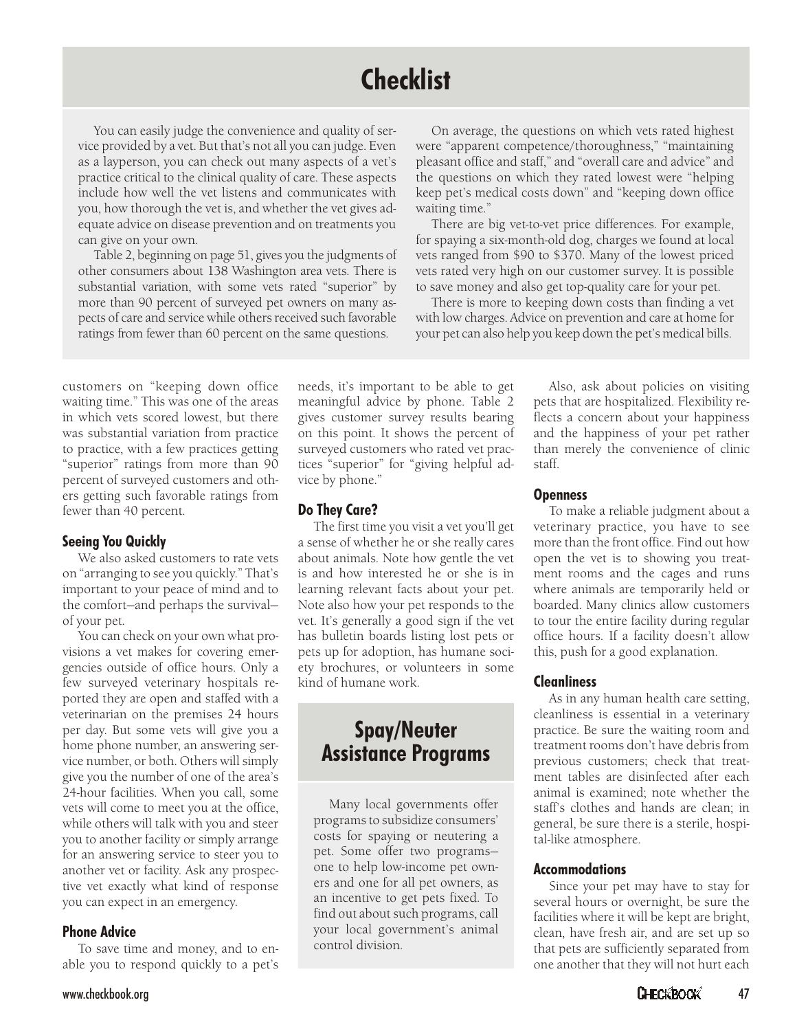## Checklist

You can easily judge the convenience and quality of service provided by a vet. But that's not all you can judge. Even as a layperson, you can check out many aspects of a vet's practice critical to the clinical quality of care. These aspects include how well the vet listens and communicates with you, how thorough the vet is, and whether the vet gives adequate advice on disease prevention and on treatments you can give on your own.

Table 2, beginning on page 51, gives you the judgments of other consumers about 138 Washington area vets. There is substantial variation, with some vets rated "superior" by more than 90 percent of surveyed pet owners on many aspects of care and service while others received such favorable ratings from fewer than 60 percent on the same questions.

On average, the questions on which vets rated highest were "apparent competence/thoroughness," "maintaining pleasant office and staff," and "overall care and advice" and the questions on which they rated lowest were "helping keep pet's medical costs down" and "keeping down office waiting time."

There are big vet-to-vet price differences. For example, for spaying a six-month-old dog, charges we found at local vets ranged from $90 to $370. Many of the lowest priced vets rated very high on our customer survey. It is possible to save money and also get top-quality care for your pet.

There is more to keeping down costs than finding a vet with low charges. Advice on prevention and care at home for your pet can also help you keep down the pet's medical bills.

customers on "keeping down office waiting time." This was one of the areas in which vets scored lowest, but there was substantial variation from practice to practice, with a few practices getting "superior" ratings from more than 90 percent of surveyed customers and others getting such favorable ratings from fewer than 40 percent.

### Seeing You Quickly

We also asked customers to rate vets on "arranging to see you quickly." That's important to your peace of mind and to the comfort—and perhaps the survival—of your pet.

You can check on your own what provisions a vet makes for covering emergencies outside of office hours. Only a few surveyed veterinary hospitals reported they are open and staffed with a veterinarian on the premises 24 hours per day. But some vets will give you a home phone number, an answering service number, or both. Others will simply give you the number of one of the area's 24-hour facilities. When you call, some vets will come to meet you at the office, while others will talk with you and steer you to another facility or simply arrange for an answering service to steer you to another vet or facility. Ask any prospective vet exactly what kind of response you can expect in an emergency.

### Phone Advice

To save time and money, and to enable you to respond quickly to a pet's needs, it's important to be able to get meaningful advice by phone. Table 2 gives customer survey results bearing on this point. It shows the percent of surveyed customers who rated vet practices "superior" for "giving helpful advice by phone."

### Do They Care?

The first time you visit a vet you'll get a sense of whether he or she really cares about animals. Note how gentle the vet is and how interested he or she is in learning relevant facts about your pet. Note also how your pet responds to the vet. It's generally a good sign if the vet has bulletin boards listing lost pets or pets up for adoption, has humane society brochures, or volunteers in some kind of humane work.

## Spay/Neuter Assistance Programs

Many local governments offer programs to subsidize consumers' costs for spaying or neutering a pet. Some offer two programs—one to help low-income pet owners and one for all pet owners, as an incentive to get pets fixed. To find out about such programs, call your local government's animal control division.

Also, ask about policies on visiting pets that are hospitalized. Flexibility reflects a concern about your happiness and the happiness of your pet rather than merely the convenience of clinic staff.

### Openness

To make a reliable judgment about a veterinary practice, you have to see more than the front office. Find out how open the vet is to showing you treatment rooms and the cages and runs where animals are temporarily held or boarded. Many clinics allow customers to tour the entire facility during regular office hours. If a facility doesn't allow this, push for a good explanation.

### Cleanliness

As in any human health care setting, cleanliness is essential in a veterinary practice. Be sure the waiting room and treatment rooms don't have debris from previous customers; check that treatment tables are disinfected after each animal is examined; note whether the staff's clothes and hands are clean; in general, be sure there is a sterile, hospital-like atmosphere.

### Accommodations

Since your pet may have to stay for several hours or overnight, be sure the facilities where it will be kept are bright, clean, have fresh air, and are set up so that pets are sufficiently separated from one another that they will not hurt each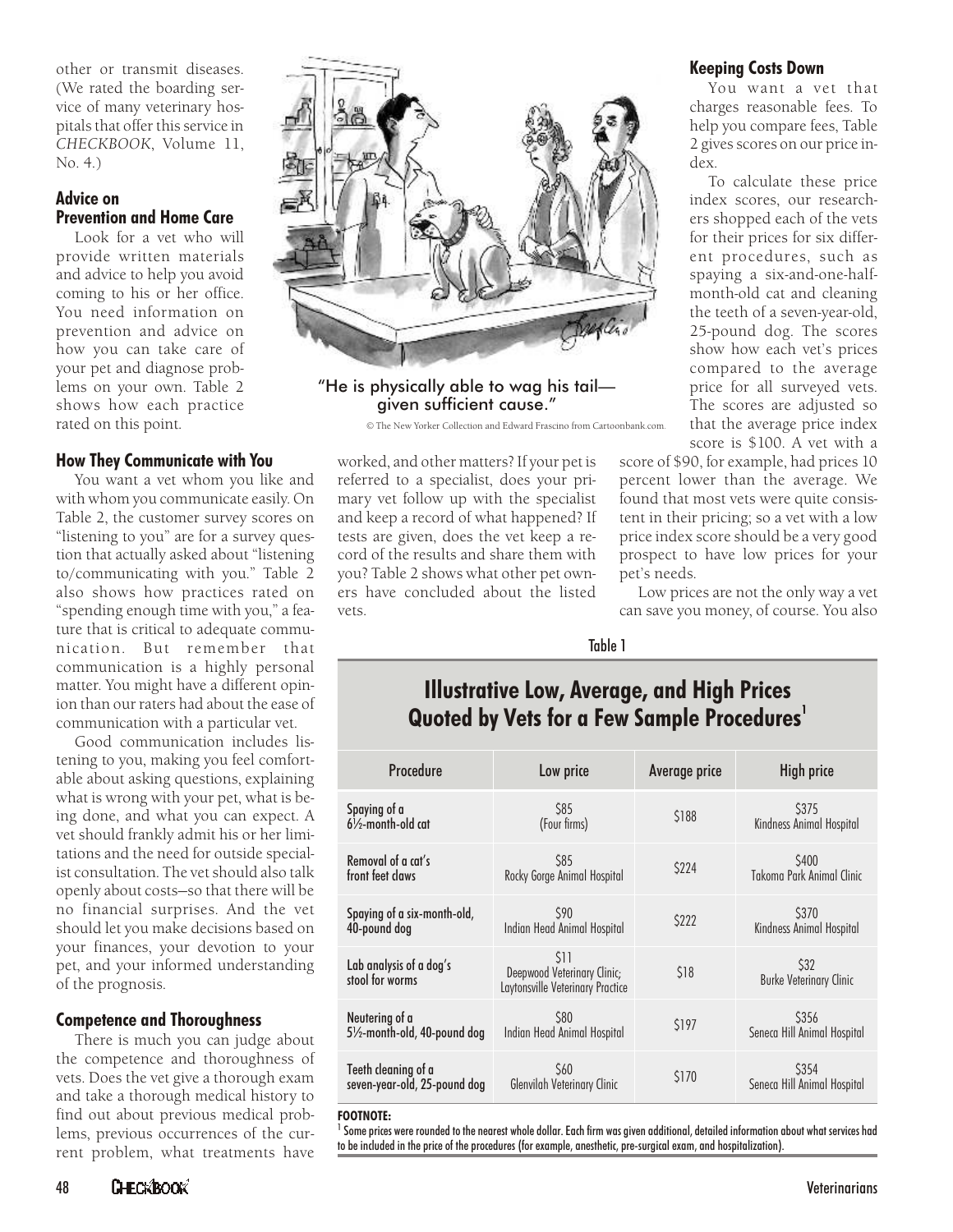other or transmit diseases. (We rated the boarding service of many veterinary hospitals that offer this service in *CHECKBOOK*, Volume 11, No. 4.)

### Advice on Prevention and Home Care

Look for a vet who will provide written materials and advice to help you avoid coming to his or her office. You need information on prevention and advice on how you can take care of your pet and diagnose problems on your own. Table 2 shows how each practice rated on this point.

### How They Communicate with You

You want a vet whom you like and with whom you communicate easily. On Table 2, the customer survey scores on "listening to you" are for a survey question that actually asked about "listening to/communicating with you." Table 2 also shows how practices rated on "spending enough time with you," a feature that is critical to adequate communication. But remember that communication is a highly personal matter. You might have a different opinion than our raters had about the ease of communication with a particular vet.

Good communication includes listening to you, making you feel comfortable about asking questions, explaining what is wrong with your pet, what is being done, and what you can expect. A vet should frankly admit his or her limitations and the need for outside specialist consultation. The vet should also talk openly about costs—so that there will be no financial surprises. And the vet should let you make decisions based on your finances, your devotion to your pet, and your informed understanding of the prognosis.

### Competence and Thoroughness

There is much you can judge about the competence and thoroughness of vets. Does the vet give a thorough exam and take a thorough medical history to find out about previous medical problems, previous occurrences of the current problem, what treatments have worked, and other matters? If your pet is referred to a specialist, does your primary vet follow up with the specialist and keep a record of what happened? If tests are given, does the vet keep a record of the results and share them with you? Table 2 shows what other pet owners have concluded about the listed vets.

"He is physically able to wag his tail—given sufficient cause."

© The New Yorker Collection and Edward Frascino from Cartoonbank.com.

### Keeping Costs Down

You want a vet that charges reasonable fees. To help you compare fees, Table 2 gives scores on our price index.

To calculate these price index scores, our researchers shopped each of the vets for their prices for six different procedures, such as spaying a six-and-one-half-month-old cat and cleaning the teeth of a seven-year-old, 25-pound dog. The scores show how each vet's prices compared to the average price for all surveyed vets. The scores are adjusted so that the average price index score is $100. A vet with a score of $90, for example, had prices 10 percent lower than the average. We found that most vets were quite consistent in their pricing; so a vet with a low price index score should be a very good prospect to have low prices for your pet's needs.

Low prices are not the only way a vet can save you money, of course. You also

Table 1

## Illustrative Low, Average, and High Prices Quoted by Vets for a Few Sample Procedures[1]

| Procedure | Low price | Average price | High price |
|---|---|---|---|
| Spaying of a 6½-month-old cat | $85 (Four firms) | $188 | $375 Kindness Animal Hospital |
| Removal of a cat's front feet claws | $85 Rocky Gorge Animal Hospital | $224 | $400 Takoma Park Animal Clinic |
| Spaying of a six-month-old, 40-pound dog | $90 Indian Head Animal Hospital | $222 | $370 Kindness Animal Hospital |
| Lab analysis of a dog's stool for worms | $11 Deepwood Veterinary Clinic; Laytonsville Veterinary Practice | $18 | $32 Burke Veterinary Clinic |
| Neutering of a 5½-month-old, 40-pound dog | $80 Indian Head Animal Hospital | $197 | $356 Seneca Hill Animal Hospital |
| Teeth cleaning of a seven-year-old, 25-pound dog | $60 Glenvilah Veterinary Clinic | $170 | $354 Seneca Hill Animal Hospital |

**FOOTNOTE:**
[1] Some prices were rounded to the nearest whole dollar. Each firm was given additional, detailed information about what services had to be included in the price of the procedures (for example, anesthetic, pre-surgical exam, and hospitalization).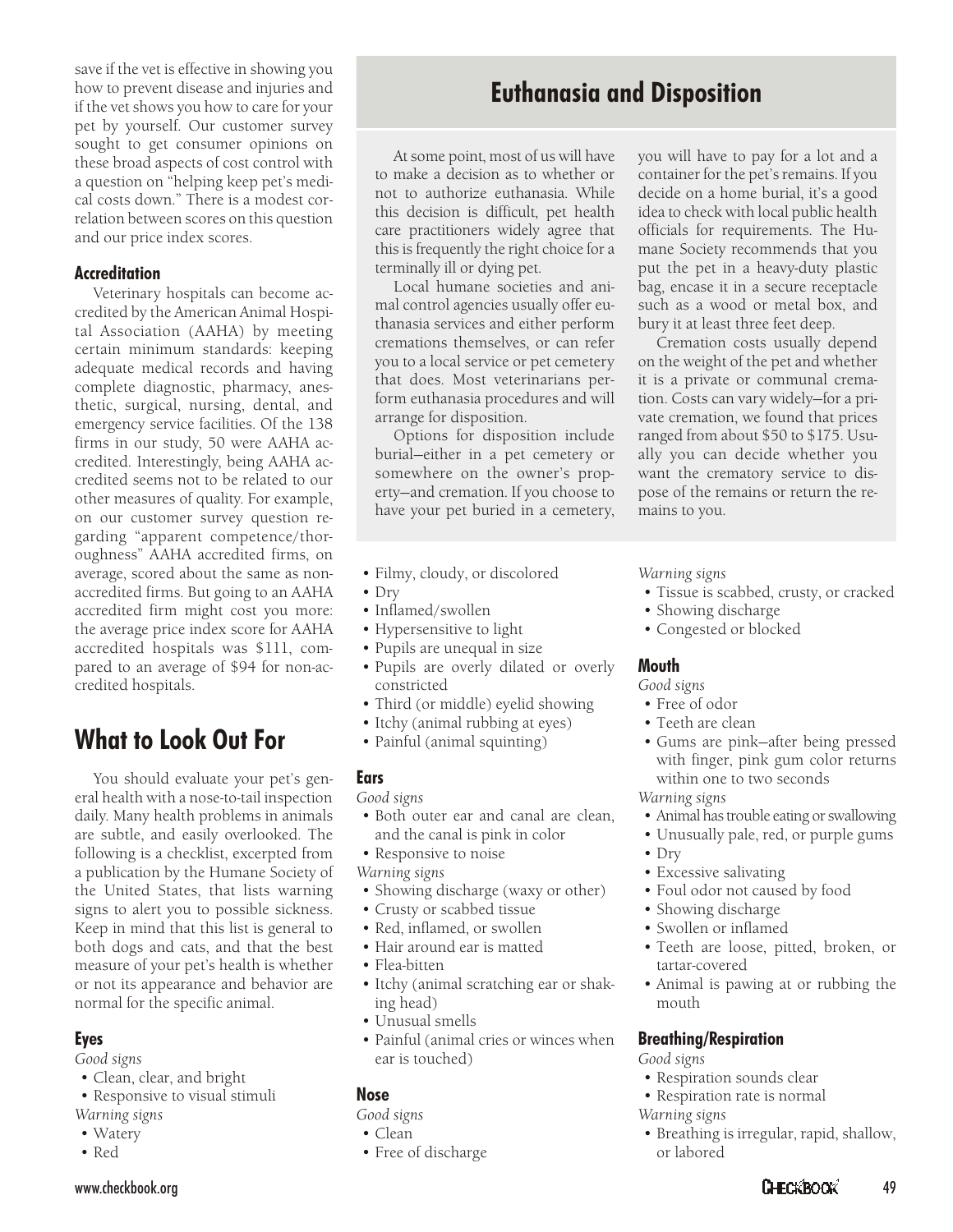save if the vet is effective in showing you how to prevent disease and injuries and if the vet shows you how to care for your pet by yourself. Our customer survey sought to get consumer opinions on these broad aspects of cost control with a question on "helping keep pet's medical costs down." There is a modest correlation between scores on this question and our price index scores.

### Accreditation

Veterinary hospitals can become accredited by the American Animal Hospital Association (AAHA) by meeting certain minimum standards: keeping adequate medical records and having complete diagnostic, pharmacy, anesthetic, surgical, nursing, dental, and emergency service facilities. Of the 138 firms in our study, 50 were AAHA accredited. Interestingly, being AAHA accredited seems not to be related to our other measures of quality. For example, on our customer survey question regarding "apparent competence/thoroughness" AAHA accredited firms, on average, scored about the same as non-accredited firms. But going to an AAHA accredited firm might cost you more: the average price index score for AAHA accredited hospitals was $111, compared to an average of $94 for non-accredited hospitals.

## Euthanasia and Disposition

At some point, most of us will have to make a decision as to whether or not to authorize euthanasia. While this decision is difficult, pet health care practitioners widely agree that this is frequently the right choice for a terminally ill or dying pet.

Local humane societies and animal control agencies usually offer euthanasia services and either perform cremations themselves, or can refer you to a local service or pet cemetery that does. Most veterinarians perform euthanasia procedures and will arrange for disposition.

Options for disposition include burial—either in a pet cemetery or somewhere on the owner's property—and cremation. If you choose to have your pet buried in a cemetery, you will have to pay for a lot and a container for the pet's remains. If you decide on a home burial, it's a good idea to check with local public health officials for requirements. The Humane Society recommends that you put the pet in a heavy-duty plastic bag, encase it in a secure receptacle such as a wood or metal box, and bury it at least three feet deep.

Cremation costs usually depend on the weight of the pet and whether it is a private or communal cremation. Costs can vary widely—for a private cremation, we found that prices ranged from about $50 to $175. Usually you can decide whether you want the crematory service to dispose of the remains or return the remains to you.

## What to Look Out For

You should evaluate your pet's general health with a nose-to-tail inspection daily. Many health problems in animals are subtle, and easily overlooked. The following is a checklist, excerpted from a publication by the Humane Society of the United States, that lists warning signs to alert you to possible sickness. Keep in mind that this list is general to both dogs and cats, and that the best measure of your pet's health is whether or not its appearance and behavior are normal for the specific animal.

### Eyes

*Good signs*

- Clean, clear, and bright
- Responsive to visual stimuli

*Warning signs*

- Watery
- Red
- Filmy, cloudy, or discolored
- Dry
- Inflamed/swollen
- Hypersensitive to light
- Pupils are unequal in size
- Pupils are overly dilated or overly constricted
- Third (or middle) eyelid showing
- Itchy (animal rubbing at eyes)
- Painful (animal squinting)

### Ears

*Good signs*

- Both outer ear and canal are clean, and the canal is pink in color
- Responsive to noise

*Warning signs*

- Showing discharge (waxy or other)
- Crusty or scabbed tissue
- Red, inflamed, or swollen
- Hair around ear is matted
- Flea-bitten
- Itchy (animal scratching ear or shaking head)
- Unusual smells
- Painful (animal cries or winces when ear is touched)

### Nose

*Good signs*

- Clean
- Free of discharge

*Warning signs*

- Tissue is scabbed, crusty, or cracked
- Showing discharge
- Congested or blocked

### Mouth

*Good signs*

- Free of odor
- Teeth are clean
- Gums are pink—after being pressed with finger, pink gum color returns within one to two seconds

*Warning signs*

- Animal has trouble eating or swallowing
- Unusually pale, red, or purple gums
- Dry
- Excessive salivating
- Foul odor not caused by food
- Showing discharge
- Swollen or inflamed
- Teeth are loose, pitted, broken, or tartar-covered
- Animal is pawing at or rubbing the mouth

### Breathing/Respiration

*Good signs*

- Respiration sounds clear
- Respiration rate is normal

*Warning signs*

- Breathing is irregular, rapid, shallow, or labored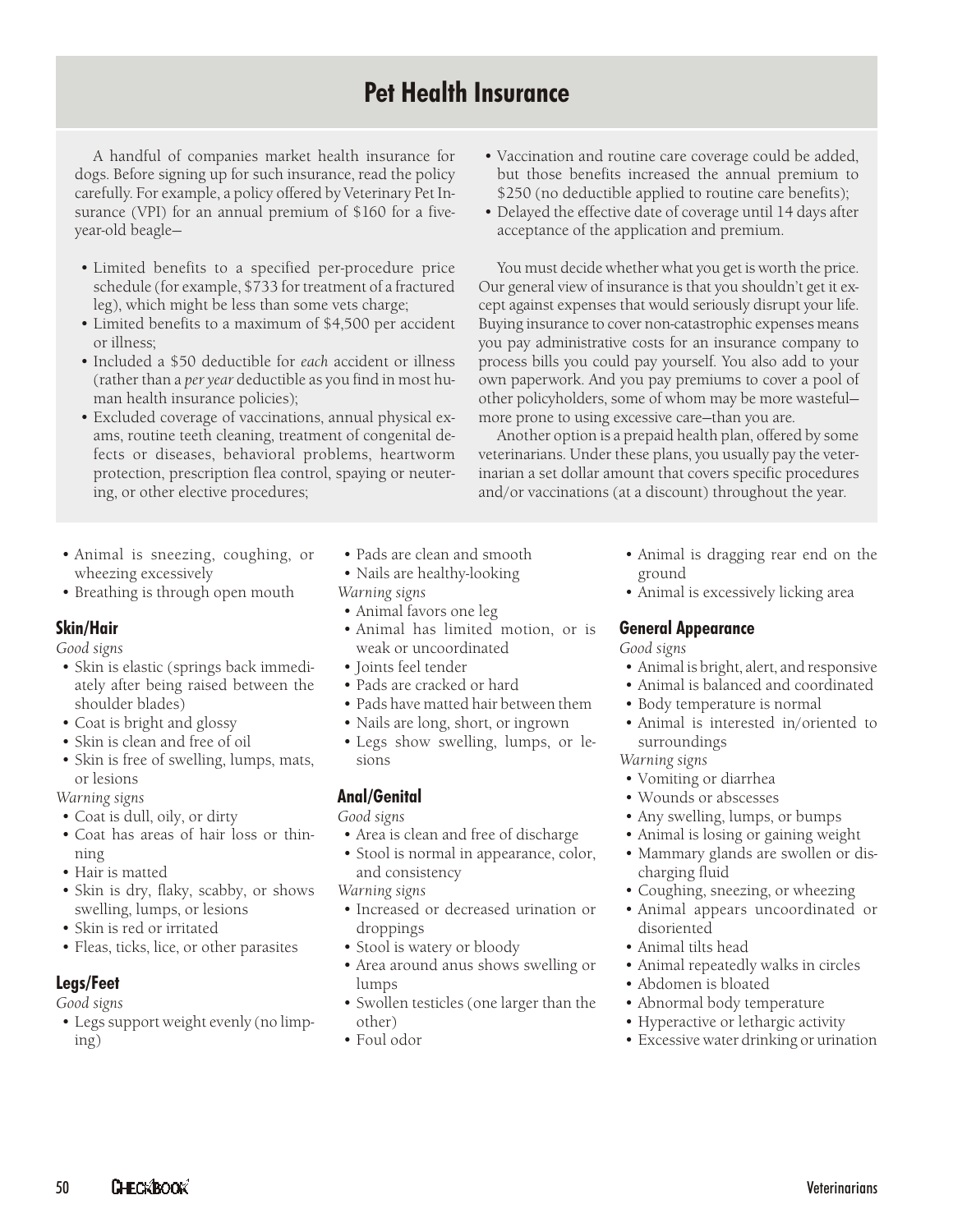## Pet Health Insurance

A handful of companies market health insurance for dogs. Before signing up for such insurance, read the policy carefully. For example, a policy offered by Veterinary Pet Insurance (VPI) for an annual premium of $160 for a five-year-old beagle—

- Limited benefits to a specified per-procedure price schedule (for example, $733 for treatment of a fractured leg), which might be less than some vets charge;
- Limited benefits to a maximum of $4,500 per accident or illness;
- Included a $50 deductible for *each* accident or illness (rather than a *per year* deductible as you find in most human health insurance policies);
- Excluded coverage of vaccinations, annual physical exams, routine teeth cleaning, treatment of congenital defects or diseases, behavioral problems, heartworm protection, prescription flea control, spaying or neutering, or other elective procedures;
- Vaccination and routine care coverage could be added, but those benefits increased the annual premium to $250 (no deductible applied to routine care benefits);
- Delayed the effective date of coverage until 14 days after acceptance of the application and premium.

You must decide whether what you get is worth the price. Our general view of insurance is that you shouldn't get it except against expenses that would seriously disrupt your life. Buying insurance to cover non-catastrophic expenses means you pay administrative costs for an insurance company to process bills you could pay yourself. You also add to your own paperwork. And you pay premiums to cover a pool of other policyholders, some of whom may be more wasteful—more prone to using excessive care—than you are.

Another option is a prepaid health plan, offered by some veterinarians. Under these plans, you usually pay the veterinarian a set dollar amount that covers specific procedures and/or vaccinations (at a discount) throughout the year.

- Animal is sneezing, coughing, or wheezing excessively
- Breathing is through open mouth

### Skin/Hair

*Good signs*

- Skin is elastic (springs back immediately after being raised between the shoulder blades)
- Coat is bright and glossy
- Skin is clean and free of oil
- Skin is free of swelling, lumps, mats, or lesions

*Warning signs*

- Coat is dull, oily, or dirty
- Coat has areas of hair loss or thinning
- Hair is matted
- Skin is dry, flaky, scabby, or shows swelling, lumps, or lesions
- Skin is red or irritated
- Fleas, ticks, lice, or other parasites

### Legs/Feet

*Good signs*

- Legs support weight evenly (no limping)
- Pads are clean and smooth
- Nails are healthy-looking

*Warning signs*

- Animal favors one leg
- Animal has limited motion, or is weak or uncoordinated
- Joints feel tender
- Pads are cracked or hard
- Pads have matted hair between them
- Nails are long, short, or ingrown
- Legs show swelling, lumps, or lesions

### Anal/Genital

*Good signs*

- Area is clean and free of discharge
- Stool is normal in appearance, color, and consistency

*Warning signs*

- Increased or decreased urination or droppings
- Stool is watery or bloody
- Area around anus shows swelling or lumps
- Swollen testicles (one larger than the other)
- Foul odor
- Animal is dragging rear end on the ground
- Animal is excessively licking area

### General Appearance

*Good signs*

- Animal is bright, alert, and responsive
- Animal is balanced and coordinated
- Body temperature is normal
- Animal is interested in/oriented to surroundings

*Warning signs*

- Vomiting or diarrhea
- Wounds or abscesses
- Any swelling, lumps, or bumps
- Animal is losing or gaining weight
- Mammary glands are swollen or discharging fluid
- Coughing, sneezing, or wheezing
- Animal appears uncoordinated or disoriented
- Animal tilts head
- Animal repeatedly walks in circles
- Abdomen is bloated
- Abnormal body temperature
- Hyperactive or lethargic activity
- Excessive water drinking or urination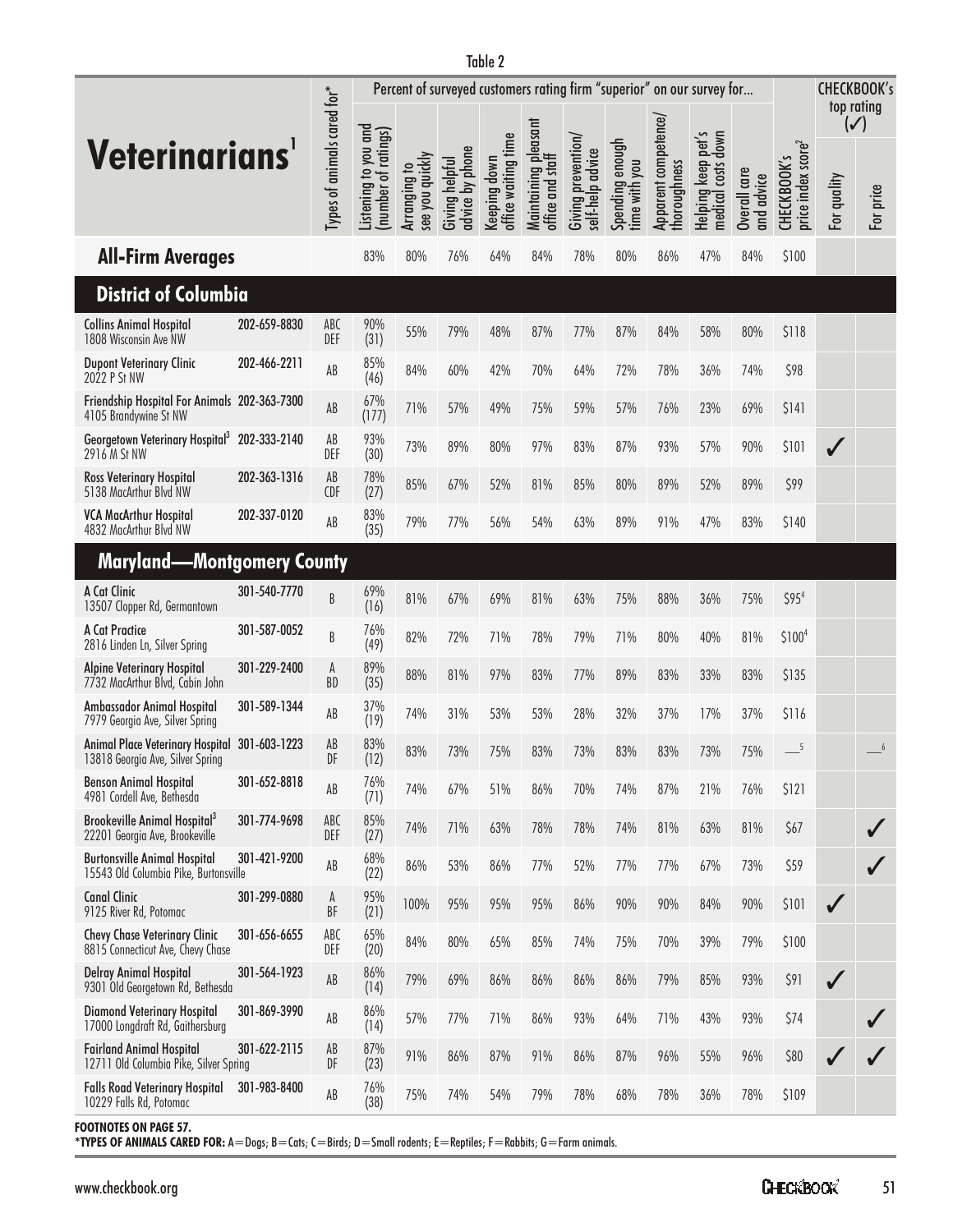Table 2

| Veterinarians[1] | | Types of animals cared for* | Percent of surveyed customers rating firm "superior" on our survey for... | | | | | | | | | | | CHECKBOOK's price index score[2] | CHECKBOOK's top rating (✓) | |
|---|---|---|---|---|---|---|---|---|---|---|---|---|---|---|---|
| | | | Listening to you and (number of ratings) | Arranging to see you quickly | Giving helpful advice by phone | Keeping down office waiting time | Maintaining pleasant office and staff | Giving prevention/ self-help advice | Spending enough time with you | Apparent competence/ thoroughness | Helping keep pet's medical costs down | Overall care and advice | | For quality | For price |
| **All-Firm Averages** | | | 83% | 80% | 76% | 64% | 84% | 78% | 80% | 86% | 47% | 84% | $100 | | |
| **District of Columbia** | | | | | | | | | | | | | | | |
| Collins Animal Hospital 1808 Wisconsin Ave NW | 202-659-8830 | ABC DEF | 90% (31) | 55% | 79% | 48% | 87% | 77% | 87% | 84% | 58% | 80% | $118 | | |
| Dupont Veterinary Clinic 2022 P St NW | 202-466-2211 | AB | 85% (46) | 84% | 60% | 42% | 70% | 64% | 72% | 78% | 36% | 74% | $98 | | |
| Friendship Hospital For Animals 4105 Brandywine St NW | 202-363-7300 | AB | 67% (177) | 71% | 57% | 49% | 75% | 59% | 57% | 76% | 23% | 69% | $141 | | |
| Georgetown Veterinary Hospital[3] 2916 M St NW | 202-333-2140 | AB DEF | 93% (30) | 73% | 89% | 80% | 97% | 83% | 87% | 93% | 57% | 90% | $101 | ✓ | |
| Ross Veterinary Hospital 5138 MacArthur Blvd NW | 202-363-1316 | AB CDF | 78% (27) | 85% | 67% | 52% | 81% | 85% | 80% | 89% | 52% | 89% | $99 | | |
| VCA MacArthur Hospital 4832 MacArthur Blvd NW | 202-337-0120 | AB | 83% (35) | 79% | 77% | 56% | 54% | 63% | 89% | 91% | 47% | 83% | $140 | | |
| **Maryland—Montgomery County** | | | | | | | | | | | | | | | |
| A Cat Clinic 13507 Clopper Rd, Germantown | 301-540-7770 | B | 69% (16) | 81% | 67% | 69% | 81% | 63% | 75% | 88% | 36% | 75% | $95[4] | | |
| A Cat Practice 2816 Linden Ln, Silver Spring | 301-587-0052 | B | 76% (49) | 82% | 72% | 71% | 78% | 79% | 71% | 80% | 40% | 81% | $100[4] | | |
| Alpine Veterinary Hospital 7732 MacArthur Blvd, Cabin John | 301-229-2400 | A BD | 89% (35) | 88% | 81% | 97% | 83% | 77% | 89% | 83% | 33% | 83% | $135 | | |
| Ambassador Animal Hospital 7979 Georgia Ave, Silver Spring | 301-589-1344 | AB | 37% (19) | 74% | 31% | 53% | 53% | 28% | 32% | 37% | 17% | 37% | $116 | | |
| Animal Place Veterinary Hospital 13818 Georgia Ave, Silver Spring | 301-603-1223 | AB DF | 83% (12) | 83% | 73% | 75% | 83% | 73% | 83% | 83% | 73% | 75% | —[5] | | —[6] |
| Benson Animal Hospital 4981 Cordell Ave, Bethesda | 301-652-8818 | AB | 76% (71) | 74% | 67% | 51% | 86% | 70% | 74% | 87% | 21% | 76% | $121 | | |
| Brookeville Animal Hospital[3] 22201 Georgia Ave, Brookeville | 301-774-9698 | ABC DEF | 85% (27) | 74% | 71% | 63% | 78% | 78% | 74% | 81% | 63% | 81% | $67 | | ✓ |
| Burtonsville Animal Hospital 15543 Old Columbia Pike, Burtonsville | 301-421-9200 | AB | 68% (22) | 86% | 53% | 86% | 77% | 52% | 77% | 77% | 67% | 73% | $59 | | ✓ |
| Canal Clinic 9125 River Rd, Potomac | 301-299-0880 | A BF | 95% (21) | 100% | 95% | 95% | 95% | 86% | 90% | 90% | 84% | 90% | $101 | ✓ | |
| Chevy Chase Veterinary Clinic 8815 Connecticut Ave, Chevy Chase | 301-656-6655 | ABC DEF | 65% (20) | 84% | 80% | 65% | 85% | 74% | 75% | 70% | 39% | 79% | $100 | | |
| Delray Animal Hospital 9301 Old Georgetown Rd, Bethesda | 301-564-1923 | AB | 86% (14) | 79% | 69% | 86% | 86% | 86% | 86% | 79% | 85% | 93% | $91 | ✓ | |
| Diamond Veterinary Hospital 17000 Longdraft Rd, Gaithersburg | 301-869-3990 | AB | 86% (14) | 57% | 77% | 71% | 86% | 93% | 64% | 71% | 43% | 93% | $74 | | ✓ |
| Fairland Animal Hospital 12711 Old Columbia Pike, Silver Spring | 301-622-2115 | AB DF | 87% (23) | 91% | 86% | 87% | 91% | 86% | 87% | 96% | 55% | 96% | $80 | ✓ | ✓ |
| Falls Road Veterinary Hospital 10229 Falls Rd, Potomac | 301-983-8400 | AB | 76% (38) | 75% | 74% | 54% | 79% | 78% | 68% | 78% | 36% | 78% | $109 | | |

**FOOTNOTES ON PAGE 57.**

***TYPES OF ANIMALS CARED FOR:** A=Dogs; B=Cats; C=Birds; D=Small rodents; E=Reptiles; F=Rabbits; G=Farm animals.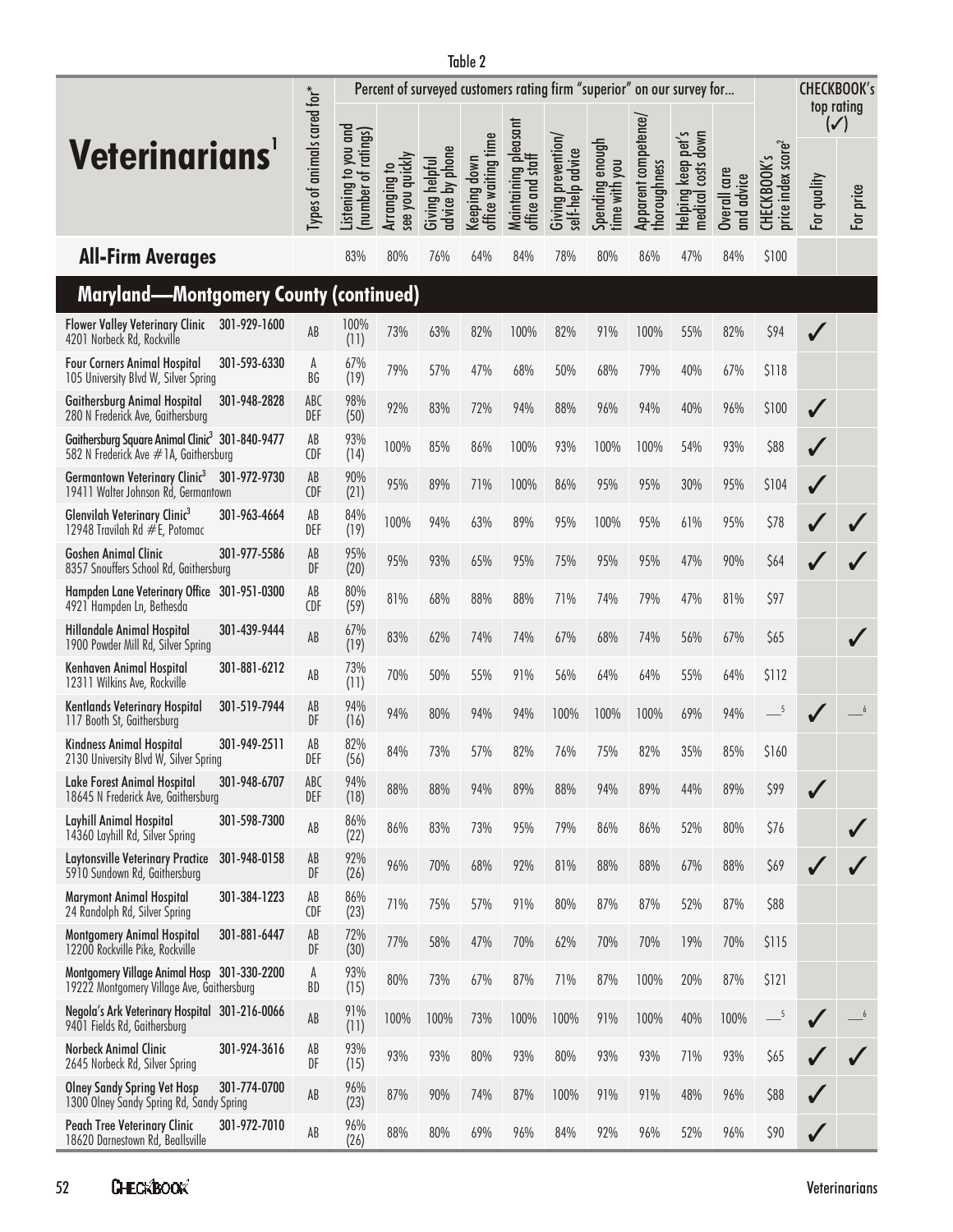Table 2

| Veterinarians[1] | Types of animals cared for* | Percent of surveyed customers rating firm "superior" on our survey for... | | | | | | | | | | CHECKBOOK's price index score[2] | CHECKBOOK's top rating (✓) | |
|---|---|---|---|---|---|---|---|---|---|---|---|---|---|---|
| | | Listening to you and (number of ratings) | Arranging to see you quickly | Giving helpful advice by phone | Keeping down office waiting time | Maintaining pleasant office and staff | Giving prevention/ self-help advice | Spending enough time with you | Apparent competence/ thoroughness | Helping keep pet's medical costs down | Overall care and advice | | For quality | For price |
| **All-Firm Averages** | | 83% | 80% | 76% | 64% | 84% | 78% | 80% | 86% | 47% | 84% | $100 | | |
| **Maryland—Montgomery County (continued)** | | | | | | | | | | | | | | |
| Flower Valley Veterinary Clinic 301-929-1600 4201 Norbeck Rd, Rockville | AB | 100% (11) | 73% | 63% | 82% | 100% | 82% | 91% | 100% | 55% | 82% | $94 | ✓ | |
| Four Corners Animal Hospital 301-593-6330 105 University Blvd W, Silver Spring | A BG | 67% (19) | 79% | 57% | 47% | 68% | 50% | 68% | 79% | 40% | 67% | $118 | | |
| Gaithersburg Animal Hospital 301-948-2828 280 N Frederick Ave, Gaithersburg | ABC DEF | 98% (50) | 92% | 83% | 72% | 94% | 88% | 96% | 94% | 40% | 96% | $100 | ✓ | |
| Gaithersburg Square Animal Clinic[3] 301-840-9477 582 N Frederick Ave #1A, Gaithersburg | AB CDF | 93% (14) | 100% | 85% | 86% | 100% | 93% | 100% | 100% | 54% | 93% | $88 | ✓ | |
| Germantown Veterinary Clinic[3] 301-972-9730 19411 Walter Johnson Rd, Germantown | AB CDF | 90% (21) | 95% | 89% | 71% | 100% | 86% | 95% | 95% | 30% | 95% | $104 | ✓ | |
| Glenvilah Veterinary Clinic[3] 301-963-4664 12948 Travilah Rd #E, Potomac | AB DEF | 84% (19) | 100% | 94% | 63% | 89% | 95% | 100% | 95% | 61% | 95% | $78 | ✓ | ✓ |
| Goshen Animal Clinic 301-977-5586 8357 Snouffers School Rd, Gaithersburg | AB DF | 95% (20) | 95% | 93% | 65% | 95% | 75% | 95% | 95% | 47% | 90% | $64 | ✓ | ✓ |
| Hampden Lane Veterinary Office 301-951-0300 4921 Hampden Ln, Bethesda | AB CDF | 80% (59) | 81% | 68% | 88% | 88% | 71% | 74% | 79% | 47% | 81% | $97 | | |
| Hillandale Animal Hospital 301-439-9444 1900 Powder Mill Rd, Silver Spring | AB | 67% (19) | 83% | 62% | 74% | 74% | 67% | 68% | 74% | 56% | 67% | $65 | | ✓ |
| Kenhaven Animal Hospital 301-881-6212 12311 Wilkins Ave, Rockville | AB | 73% (11) | 70% | 50% | 55% | 91% | 56% | 64% | 64% | 55% | 64% | $112 | | |
| Kentlands Veterinary Hospital 301-519-7944 117 Booth St, Gaithersburg | AB DF | 94% (16) | 94% | 80% | 94% | 94% | 100% | 100% | 100% | 69% | 94% | —[5] | ✓ | —[6] |
| Kindness Animal Hospital 301-949-2511 2130 University Blvd W, Silver Spring | AB DEF | 82% (56) | 84% | 73% | 57% | 82% | 76% | 75% | 82% | 35% | 85% | $160 | | |
| Lake Forest Animal Hospital 301-948-6707 18645 N Frederick Ave, Gaithersburg | ABC DEF | 94% (18) | 88% | 88% | 94% | 89% | 88% | 94% | 89% | 44% | 89% | $99 | ✓ | |
| Layhill Animal Hospital 301-598-7300 14360 Layhill Rd, Silver Spring | AB | 86% (22) | 86% | 83% | 73% | 95% | 79% | 86% | 86% | 52% | 80% | $76 | | ✓ |
| Laytonsville Veterinary Practice 301-948-0158 5910 Sundown Rd, Gaithersburg | AB DF | 92% (26) | 96% | 70% | 68% | 92% | 81% | 88% | 88% | 67% | 88% | $69 | ✓ | ✓ |
| Marymont Animal Hospital 301-384-1223 24 Randolph Rd, Silver Spring | AB CDF | 86% (23) | 71% | 75% | 57% | 91% | 80% | 87% | 87% | 52% | 87% | $88 | | |
| Montgomery Animal Hospital 301-881-6447 12200 Rockville Pike, Rockville | AB DF | 72% (30) | 77% | 58% | 47% | 70% | 62% | 70% | 70% | 19% | 70% | $115 | | |
| Montgomery Village Animal Hosp 301-330-2200 19222 Montgomery Village Ave, Gaithersburg | A BD | 93% (15) | 80% | 73% | 67% | 87% | 71% | 87% | 100% | 20% | 87% | $121 | | |
| Negola's Ark Veterinary Hospital 301-216-0066 9401 Fields Rd, Gaithersburg | AB | 91% (11) | 100% | 100% | 73% | 100% | 100% | 91% | 100% | 40% | 100% | —[5] | ✓ | —[6] |
| Norbeck Animal Clinic 301-924-3616 2645 Norbeck Rd, Silver Spring | AB DF | 93% (15) | 93% | 93% | 80% | 93% | 80% | 93% | 93% | 71% | 93% | $65 | ✓ | ✓ |
| Olney Sandy Spring Vet Hosp 301-774-0700 1300 Olney Sandy Spring Rd, Sandy Spring | AB | 96% (23) | 87% | 90% | 74% | 87% | 100% | 91% | 91% | 48% | 96% | $88 | ✓ | |
| Peach Tree Veterinary Clinic 301-972-7010 18620 Darnestown Rd, Beallsville | AB | 96% (26) | 88% | 80% | 69% | 96% | 84% | 92% | 96% | 52% | 96% | $90 | ✓ | |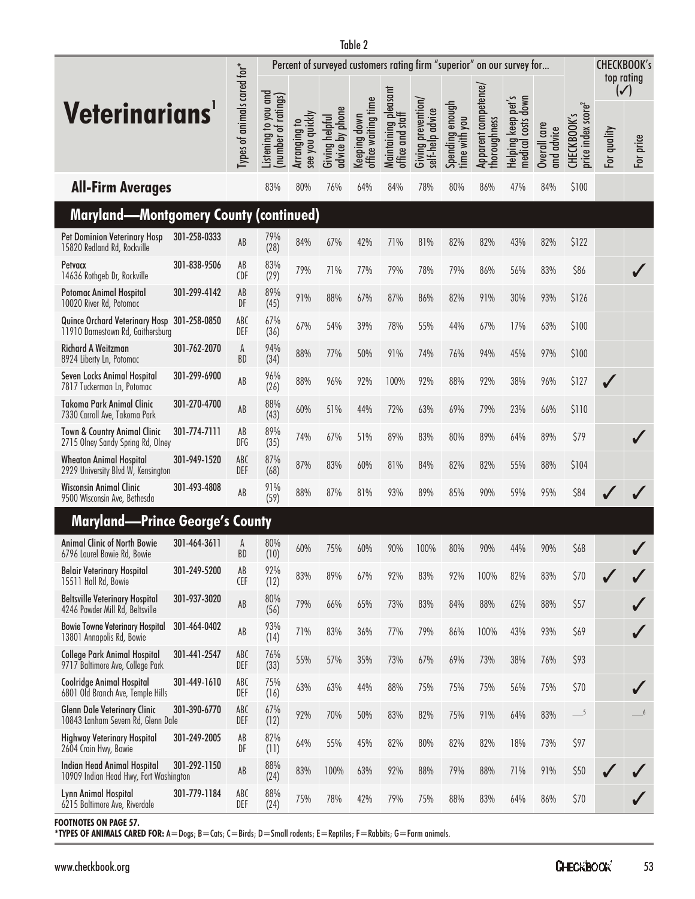Table 2

| Veterinarians[1] | Types of animals cared for* | Percent of surveyed customers rating firm "superior" on our survey for... | | | | | | | | | | | CHECKBOOK's top rating (✓) | |
|---|---|---|---|---|---|---|---|---|---|---|---|---|---|---|
| | | Listening to you and (number of ratings) | Arranging to see you quickly | Giving helpful advice by phone | Keeping down office waiting time | Maintaining pleasant office and staff | Giving prevention/ self-help advice | Spending enough time with you | Apparent competence/ thoroughness | Helping keep pet's medical costs down | Overall care and advice | CHECKBOOK's price index score[2] | For quality | For price |
| **All-Firm Averages** | | 83% | 80% | 76% | 64% | 84% | 78% | 80% | 86% | 47% | 84% | $100 | | |
| **Maryland—Montgomery County (continued)** | | | | | | | | | | | | | | |
| **Pet Dominion Veterinary Hosp** 301-258-0333 15820 Redland Rd, Rockville | AB | 79% (28) | 84% | 67% | 42% | 71% | 81% | 82% | 82% | 43% | 82% | $122 | | |
| **Petvacx** 301-838-9506 14636 Rothgeb Dr, Rockville | AB CDF | 83% (29) | 79% | 71% | 77% | 79% | 78% | 79% | 86% | 56% | 83% | $86 | | ✓ |
| **Potomac Animal Hospital** 301-299-4142 10020 River Rd, Potomac | AB DF | 89% (45) | 91% | 88% | 67% | 87% | 86% | 82% | 91% | 30% | 93% | $126 | | |
| **Quince Orchard Veterinary Hosp** 301-258-0850 11910 Darnestown Rd, Gaithersburg | ABC DEF | 67% (36) | 67% | 54% | 39% | 78% | 55% | 44% | 67% | 17% | 63% | $100 | | |
| **Richard A Weitzman** 301-762-2070 8924 Liberty Ln, Potomac | A BD | 94% (34) | 88% | 77% | 50% | 91% | 74% | 76% | 94% | 45% | 97% | $100 | | |
| **Seven Locks Animal Hospital** 301-299-6900 7817 Tuckerman Ln, Potomac | AB | 96% (26) | 88% | 96% | 92% | 100% | 92% | 88% | 92% | 38% | 96% | $127 | ✓ | |
| **Takoma Park Animal Clinic** 301-270-4700 7330 Carroll Ave, Takoma Park | AB | 88% (43) | 60% | 51% | 44% | 72% | 63% | 69% | 79% | 23% | 66% | $110 | | |
| **Town & Country Animal Clinic** 301-774-7111 2715 Olney Sandy Spring Rd, Olney | AB DFG | 89% (35) | 74% | 67% | 51% | 89% | 83% | 80% | 89% | 64% | 89% | $79 | | ✓ |
| **Wheaton Animal Hospital** 301-949-1520 2929 University Blvd W, Kensington | ABC DEF | 87% (68) | 87% | 83% | 60% | 81% | 84% | 82% | 82% | 55% | 88% | $104 | | |
| **Wisconsin Animal Clinic** 301-493-4808 9500 Wisconsin Ave, Bethesda | AB | 91% (59) | 88% | 87% | 81% | 93% | 89% | 85% | 90% | 59% | 95% | $84 | ✓ | ✓ |
| **Maryland—Prince George's County** | | | | | | | | | | | | | | |
| **Animal Clinic of North Bowie** 301-464-3611 6796 Laurel Bowie Rd, Bowie | A BD | 80% (10) | 60% | 75% | 60% | 90% | 100% | 80% | 90% | 44% | 90% | $68 | | ✓ |
| **Belair Veterinary Hospital** 301-249-5200 15511 Hall Rd, Bowie | AB CEF | 92% (12) | 83% | 89% | 67% | 92% | 83% | 92% | 100% | 82% | 83% | $70 | ✓ | ✓ |
| **Beltsville Veterinary Hospital** 301-937-3020 4246 Powder Mill Rd, Beltsville | AB | 80% (56) | 79% | 66% | 65% | 73% | 83% | 84% | 88% | 62% | 88% | $57 | | ✓ |
| **Bowie Towne Veterinary Hospital** 301-464-0402 13801 Annapolis Rd, Bowie | AB | 93% (14) | 71% | 83% | 36% | 77% | 79% | 86% | 100% | 43% | 93% | $69 | | ✓ |
| **College Park Animal Hospital** 301-441-2547 9717 Baltimore Ave, College Park | ABC DEF | 76% (33) | 55% | 57% | 35% | 73% | 67% | 69% | 73% | 38% | 76% | $93 | | |
| **Coolridge Animal Hospital** 301-449-1610 6801 Old Branch Ave, Temple Hills | ABC DEF | 75% (16) | 63% | 63% | 44% | 88% | 75% | 75% | 75% | 56% | 75% | $70 | | ✓ |
| **Glenn Dale Veterinary Clinic** 301-390-6770 10843 Lanham Severn Rd, Glenn Dale | ABC DEF | 67% (12) | 92% | 70% | 50% | 83% | 82% | 75% | 91% | 64% | 83% | —[5] | | —[6] |
| **Highway Veterinary Hospital** 301-249-2005 2604 Crain Hwy, Bowie | AB DF | 82% (11) | 64% | 55% | 45% | 82% | 80% | 82% | 82% | 18% | 73% | $97 | | |
| **Indian Head Animal Hospital** 301-292-1150 10909 Indian Head Hwy, Fort Washington | AB | 88% (24) | 83% | 100% | 63% | 92% | 88% | 79% | 88% | 71% | 91% | $50 | ✓ | ✓ |
| **Lynn Animal Hospital** 301-779-1184 6215 Baltimore Ave, Riverdale | ABC DEF | 88% (24) | 75% | 78% | 42% | 79% | 75% | 88% | 83% | 64% | 86% | $70 | | ✓ |

**FOOTNOTES ON PAGE 57.**

***TYPES OF ANIMALS CARED FOR:** A=Dogs; B=Cats; C=Birds; D=Small rodents; E=Reptiles; F=Rabbits; G=Farm animals.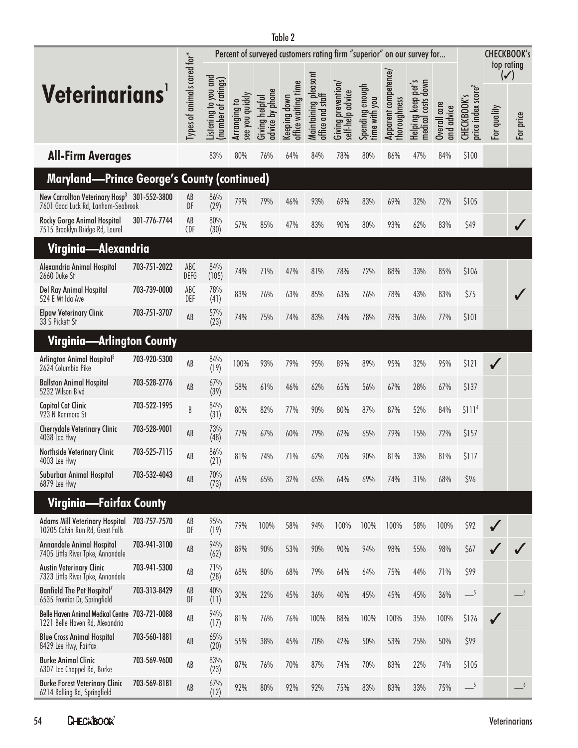Table 2

| Veterinarians[1] | | Types of animals cared for* | Percent of surveyed customers rating firm "superior" on our survey for... | | | | | | | | | | | CHECKBOOK's top rating (✓) | |
|---|---|---|---|---|---|---|---|---|---|---|---|---|---|---|---|
| | | | Listening to you and (number of ratings) | Arranging to see you quickly | Giving helpful advice by phone | Keeping down office waiting time | Maintaining pleasant office and staff | Giving prevention/ self-help advice | Spending enough time with you | Apparent competence/ thoroughness | Helping keep pet's medical costs down | Overall care and advice | CHECKBOOK's price index score[2] | For quality | For price |
| **All-Firm Averages** | | | 83% | 80% | 76% | 64% | 84% | 78% | 80% | 86% | 47% | 84% | $100 | | |
| **Maryland—Prince George's County (continued)** | | | | | | | | | | | | | | | |
| New Carrollton Veterinary Hosp[3] 7601 Good Luck Rd, Lanham-Seabrook | 301-552-3800 | AB DF | 86% (29) | 79% | 79% | 46% | 93% | 69% | 83% | 69% | 32% | 72% | $105 | | |
| Rocky Gorge Animal Hospital 7515 Brooklyn Bridge Rd, Laurel | 301-776-7744 | AB CDF | 80% (30) | 57% | 85% | 47% | 83% | 90% | 80% | 93% | 62% | 83% | $49 | | ✓ |
| **Virginia—Alexandria** | | | | | | | | | | | | | | | |
| Alexandria Animal Hospital 2660 Duke St | 703-751-2022 | ABC DEFG | 84% (105) | 74% | 71% | 47% | 81% | 78% | 72% | 88% | 33% | 85% | $106 | | |
| Del Ray Animal Hospital 524 E Mt Ida Ave | 703-739-0000 | ABC DEF | 78% (41) | 83% | 76% | 63% | 85% | 63% | 76% | 78% | 43% | 83% | $75 | | ✓ |
| Elpaw Veterinary Clinic 33 S Pickett St | 703-751-3707 | AB | 57% (23) | 74% | 75% | 74% | 83% | 74% | 78% | 78% | 36% | 77% | $101 | | |
| **Virginia—Arlington County** | | | | | | | | | | | | | | | |
| Arlington Animal Hospital[3] 2624 Columbia Pike | 703-920-5300 | AB | 84% (19) | 100% | 93% | 79% | 95% | 89% | 89% | 95% | 32% | 95% | $121 | ✓ | |
| Ballston Animal Hospital 5232 Wilson Blvd | 703-528-2776 | AB | 67% (39) | 58% | 61% | 46% | 62% | 65% | 56% | 67% | 28% | 67% | $137 | | |
| Capital Cat Clinic 923 N Kenmore St | 703-522-1995 | B | 84% (31) | 80% | 82% | 77% | 90% | 80% | 87% | 87% | 52% | 84% | $111[4] | | |
| Cherrydale Veterinary Clinic 4038 Lee Hwy | 703-528-9001 | AB | 73% (48) | 77% | 67% | 60% | 79% | 62% | 65% | 79% | 15% | 72% | $157 | | |
| Northside Veterinary Clinic 4003 Lee Hwy | 703-525-7115 | AB | 86% (21) | 81% | 74% | 71% | 62% | 70% | 90% | 81% | 33% | 81% | $117 | | |
| Suburban Animal Hospital 6879 Lee Hwy | 703-532-4043 | AB | 70% (73) | 65% | 65% | 32% | 65% | 64% | 69% | 74% | 31% | 68% | $96 | | |
| **Virginia—Fairfax County** | | | | | | | | | | | | | | | |
| Adams Mill Veterinary Hospital 10205 Colvin Run Rd, Great Falls | 703-757-7570 | AB DF | 95% (19) | 79% | 100% | 58% | 94% | 100% | 100% | 100% | 58% | 100% | $92 | ✓ | |
| Annandale Animal Hospital 7405 Little River Tpke, Annandale | 703-941-3100 | AB | 94% (62) | 89% | 90% | 53% | 90% | 90% | 94% | 98% | 55% | 98% | $67 | ✓ | ✓ |
| Austin Veterinary Clinic 7323 Little River Tpke, Annandale | 703-941-5300 | AB | 71% (28) | 68% | 80% | 68% | 79% | 64% | 64% | 75% | 44% | 71% | $99 | | |
| Banfield The Pet Hospital[7] 6535 Frontier Dr, Springfield | 703-313-8429 | AB DF | 40% (11) | 30% | 22% | 45% | 36% | 40% | 45% | 45% | 45% | 36% | —[5] | | —[6] |
| Belle Haven Animal Medical Centre 1221 Belle Haven Rd, Alexandria | 703-721-0088 | AB | 94% (17) | 81% | 76% | 76% | 100% | 88% | 100% | 100% | 35% | 100% | $126 | ✓ | |
| Blue Cross Animal Hospital 8429 Lee Hwy, Fairfax | 703-560-1881 | AB | 65% (20) | 55% | 38% | 45% | 70% | 42% | 50% | 53% | 25% | 50% | $99 | | |
| Burke Animal Clinic 6307 Lee Chappel Rd, Burke | 703-569-9600 | AB | 83% (23) | 87% | 76% | 70% | 87% | 74% | 70% | 83% | 22% | 74% | $105 | | |
| Burke Forest Veterinary Clinic 6214 Rolling Rd, Springfield | 703-569-8181 | AB | 67% (12) | 92% | 80% | 92% | 92% | 75% | 83% | 83% | 33% | 75% | —[5] | | —[6] |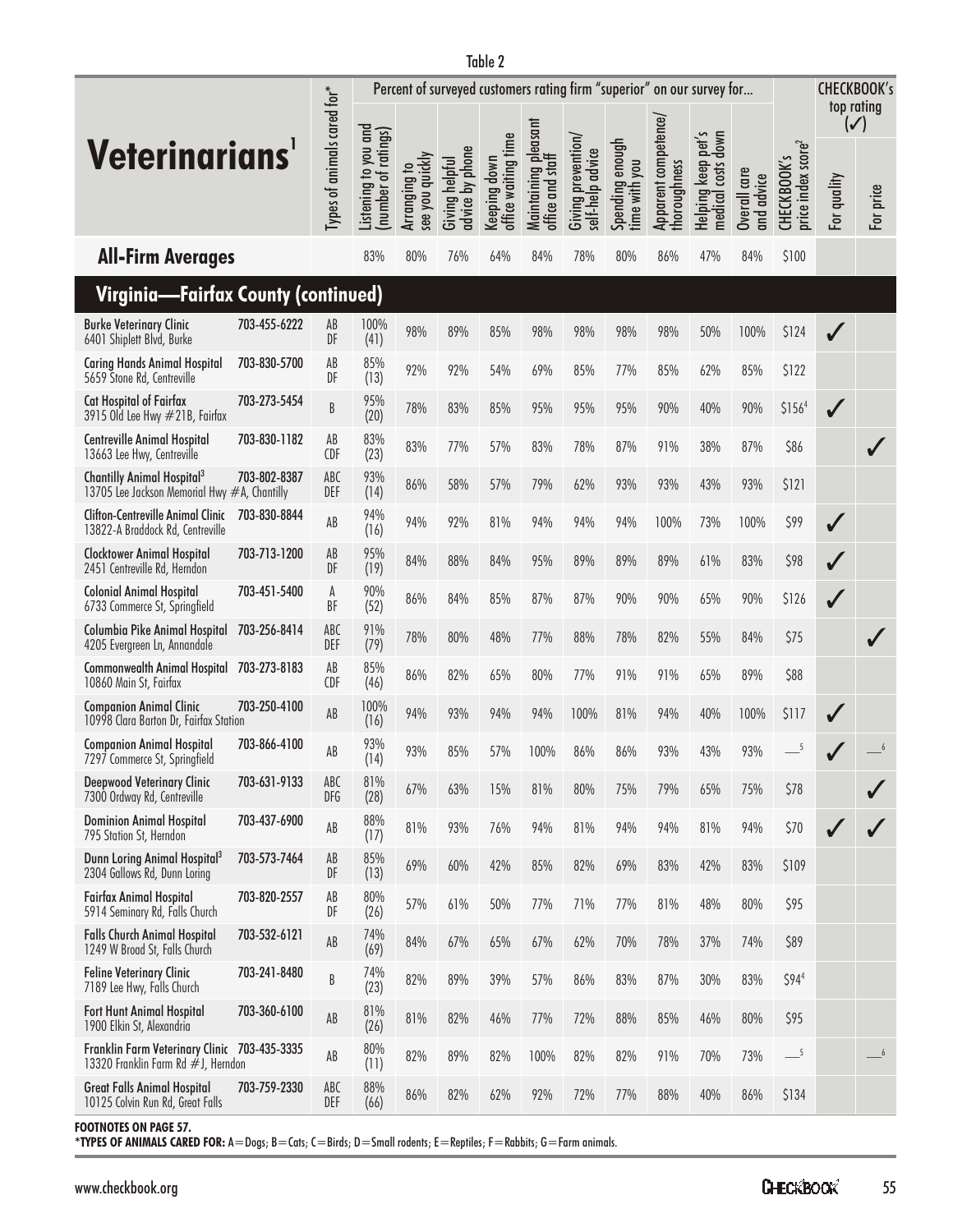Table 2

| Veterinarians[1] | | Types of animals cared for* | Percent of surveyed customers rating firm "superior" on our survey for... | | | | | | | | | | | CHECKBOOK's price index score[2] | CHECKBOOK's top rating (✓) | |
|---|---|---|---|---|---|---|---|---|---|---|---|---|---|---|---|---|
| | | | Listening to you and (number of ratings) | Arranging to see you quickly | Giving helpful advice by phone | Keeping down office waiting time | Maintaining pleasant office and staff | Giving prevention/ self-help advice | Spending enough time with you | Apparent competence/ thoroughness | Helping keep pet's medical costs down | Overall care and advice | | For quality | For price |
| **All-Firm Averages** | | | 83% | 80% | 76% | 64% | 84% | 78% | 80% | 86% | 47% | 84% | $100 | | |
| **Virginia—Fairfax County (continued)** | | | | | | | | | | | | | | | |
| **Burke Veterinary Clinic** 6401 Shiplett Blvd, Burke | 703-455-6222 | AB DF | 100% (41) | 98% | 89% | 85% | 98% | 98% | 98% | 98% | 50% | 100% | $124 | ✓ | |
| **Caring Hands Animal Hospital** 5659 Stone Rd, Centreville | 703-830-5700 | AB DF | 85% (13) | 92% | 92% | 54% | 69% | 85% | 77% | 85% | 62% | 85% | $122 | | |
| **Cat Hospital of Fairfax** 3915 Old Lee Hwy #21B, Fairfax | 703-273-5454 | B | 95% (20) | 78% | 83% | 85% | 95% | 95% | 95% | 90% | 40% | 90% | $156[4] | ✓ | |
| **Centreville Animal Hospital** 13663 Lee Hwy, Centreville | 703-830-1182 | AB CDF | 83% (23) | 83% | 77% | 57% | 83% | 78% | 87% | 91% | 38% | 87% | $86 | | ✓ |
| **Chantilly Animal Hospital**[3] 13705 Lee Jackson Memorial Hwy #A, Chantilly | 703-802-8387 | ABC DEF | 93% (14) | 86% | 58% | 57% | 79% | 62% | 93% | 93% | 43% | 93% | $121 | | |
| **Clifton-Centreville Animal Clinic** 13822-A Braddock Rd, Centreville | 703-830-8844 | AB | 94% (16) | 94% | 92% | 81% | 94% | 94% | 94% | 100% | 73% | 100% | $99 | ✓ | |
| **Clocktower Animal Hospital** 2451 Centreville Rd, Herndon | 703-713-1200 | AB DF | 95% (19) | 84% | 88% | 84% | 95% | 89% | 89% | 89% | 61% | 83% | $98 | ✓ | |
| **Colonial Animal Hospital** 6733 Commerce St, Springfield | 703-451-5400 | A BF | 90% (52) | 86% | 84% | 85% | 87% | 87% | 90% | 90% | 65% | 90% | $126 | ✓ | |
| **Columbia Pike Animal Hospital** 4205 Evergreen Ln, Annandale | 703-256-8414 | ABC DEF | 91% (79) | 78% | 80% | 48% | 77% | 88% | 78% | 82% | 55% | 84% | $75 | | ✓ |
| **Commonwealth Animal Hospital** 10860 Main St, Fairfax | 703-273-8183 | AB CDF | 85% (46) | 86% | 82% | 65% | 80% | 77% | 91% | 91% | 65% | 89% | $88 | | |
| **Companion Animal Clinic** 10998 Clara Barton Dr, Fairfax Station | 703-250-4100 | AB | 100% (16) | 94% | 93% | 94% | 94% | 100% | 81% | 94% | 40% | 100% | $117 | ✓ | |
| **Companion Animal Hospital** 7297 Commerce St, Springfield | 703-866-4100 | AB | 93% (14) | 93% | 85% | 57% | 100% | 86% | 86% | 93% | 43% | 93% | —[5] | ✓ | —[6] |
| **Deepwood Veterinary Clinic** 7300 Ordway Rd, Centreville | 703-631-9133 | ABC DFG | 81% (28) | 67% | 63% | 15% | 81% | 80% | 75% | 79% | 65% | 75% | $78 | | ✓ |
| **Dominion Animal Hospital** 795 Station St, Herndon | 703-437-6900 | AB | 88% (17) | 81% | 93% | 76% | 94% | 81% | 94% | 94% | 81% | 94% | $70 | ✓ | ✓ |
| **Dunn Loring Animal Hospital**[3] 2304 Gallows Rd, Dunn Loring | 703-573-7464 | AB DF | 85% (13) | 69% | 60% | 42% | 85% | 82% | 69% | 83% | 42% | 83% | $109 | | |
| **Fairfax Animal Hospital** 5914 Seminary Rd, Falls Church | 703-820-2557 | AB DF | 80% (26) | 57% | 61% | 50% | 77% | 71% | 77% | 81% | 48% | 80% | $95 | | |
| **Falls Church Animal Hospital** 1249 W Broad St, Falls Church | 703-532-6121 | AB | 74% (69) | 84% | 67% | 65% | 67% | 62% | 70% | 78% | 37% | 74% | $89 | | |
| **Feline Veterinary Clinic** 7189 Lee Hwy, Falls Church | 703-241-8480 | B | 74% (23) | 82% | 89% | 39% | 57% | 86% | 83% | 87% | 30% | 83% | $94[4] | | |
| **Fort Hunt Animal Hospital** 1900 Elkin St, Alexandria | 703-360-6100 | AB | 81% (26) | 81% | 82% | 46% | 77% | 72% | 88% | 85% | 46% | 80% | $95 | | |
| **Franklin Farm Veterinary Clinic** 13320 Franklin Farm Rd #J, Herndon | 703-435-3335 | AB | 80% (11) | 82% | 89% | 82% | 100% | 82% | 82% | 91% | 70% | 73% | —[5] | | —[6] |
| **Great Falls Animal Hospital** 10125 Colvin Run Rd, Great Falls | 703-759-2330 | ABC DEF | 88% (66) | 86% | 82% | 62% | 92% | 72% | 77% | 88% | 40% | 86% | $134 | | |

**FOOTNOTES ON PAGE 57.**

***TYPES OF ANIMALS CARED FOR:** A=Dogs; B=Cats; C=Birds; D=Small rodents; E=Reptiles; F=Rabbits; G=Farm animals.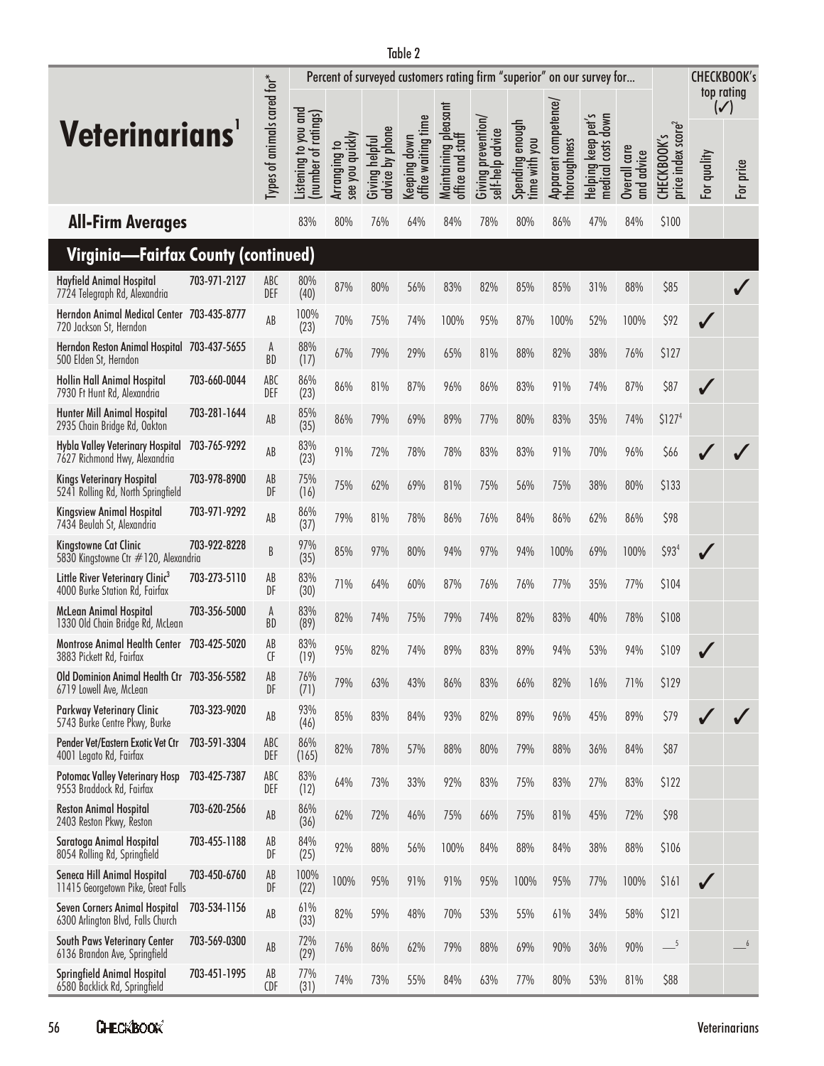Table 2

| Veterinarians[1] | | Types of animals cared for* | Percent of surveyed customers rating firm "superior" on our survey for... | | | | | | | | | | | | CHECKBOOK's top rating (✓) | |
|---|---|---|---|---|---|---|---|---|---|---|---|---|---|---|---|---|
| | | | Listening to you and (number of ratings) | Arranging to see you quickly | Giving helpful advice by phone | Keeping down office waiting time | Maintaining pleasant office and staff | Giving prevention/ self-help advice | Spending enough time with you | Apparent competence/ thoroughness | Helping keep pet's medical costs down | Overall care and advice | CHECKBOOK's price index score[2] | | For quality | For price |
| **All-Firm Averages** | | | 83% | 80% | 76% | 64% | 84% | 78% | 80% | 86% | 47% | 84% | $100 | | | |
| **Virginia—Fairfax County (continued)** | | | | | | | | | | | | | | | | |
| Hayfield Animal Hospital 7724 Telegraph Rd, Alexandria | 703-971-2127 | ABC DEF | 80% (40) | 87% | 80% | 56% | 83% | 82% | 85% | 85% | 31% | 88% | $85 | | | ✓ |
| Herndon Animal Medical Center 720 Jackson St, Herndon | 703-435-8777 | AB | 100% (23) | 70% | 75% | 74% | 100% | 95% | 87% | 100% | 52% | 100% | $92 | | ✓ | |
| Herndon Reston Animal Hospital 500 Elden St, Herndon | 703-437-5655 | A BD | 88% (17) | 67% | 79% | 29% | 65% | 81% | 88% | 82% | 38% | 76% | $127 | | | |
| Hollin Hall Animal Hospital 7930 Ft Hunt Rd, Alexandria | 703-660-0044 | ABC DEF | 86% (23) | 86% | 81% | 87% | 96% | 86% | 83% | 91% | 74% | 87% | $87 | | ✓ | |
| Hunter Mill Animal Hospital 2935 Chain Bridge Rd, Oakton | 703-281-1644 | AB | 85% (35) | 86% | 79% | 69% | 89% | 77% | 80% | 83% | 35% | 74% | $127[4] | | | |
| Hybla Valley Veterinary Hospital 7627 Richmond Hwy, Alexandria | 703-765-9292 | AB | 83% (23) | 91% | 72% | 78% | 78% | 83% | 83% | 91% | 70% | 96% | $66 | | ✓ | ✓ |
| Kings Veterinary Hospital 5241 Rolling Rd, North Springfield | 703-978-8900 | AB DF | 75% (16) | 75% | 62% | 69% | 81% | 75% | 56% | 75% | 38% | 80% | $133 | | | |
| Kingsview Animal Hospital 7434 Beulah St, Alexandria | 703-971-9292 | AB | 86% (37) | 79% | 81% | 78% | 86% | 76% | 84% | 86% | 62% | 86% | $98 | | | |
| Kingstowne Cat Clinic 5830 Kingstowne Ctr #120, Alexandria | 703-922-8228 | B | 97% (35) | 85% | 97% | 80% | 94% | 97% | 94% | 100% | 69% | 100% | $93[4] | | ✓ | |
| Little River Veterinary Clinic[3] 4000 Burke Station Rd, Fairfax | 703-273-5110 | AB DF | 83% (30) | 71% | 64% | 60% | 87% | 76% | 76% | 77% | 35% | 77% | $104 | | | |
| McLean Animal Hospital 1330 Old Chain Bridge Rd, McLean | 703-356-5000 | A BD | 83% (89) | 82% | 74% | 75% | 79% | 74% | 82% | 83% | 40% | 78% | $108 | | | |
| Montrose Animal Health Center 3883 Pickett Rd, Fairfax | 703-425-5020 | AB CF | 83% (19) | 95% | 82% | 74% | 89% | 83% | 89% | 94% | 53% | 94% | $109 | | ✓ | |
| Old Dominion Animal Health Ctr 6719 Lowell Ave, McLean | 703-356-5582 | AB DF | 76% (71) | 79% | 63% | 43% | 86% | 83% | 66% | 82% | 16% | 71% | $129 | | | |
| Parkway Veterinary Clinic 5743 Burke Centre Pkwy, Burke | 703-323-9020 | AB | 93% (46) | 85% | 83% | 84% | 93% | 82% | 89% | 96% | 45% | 89% | $79 | | ✓ | ✓ |
| Pender Vet/Eastern Exotic Vet Ctr 4001 Legato Rd, Fairfax | 703-591-3304 | ABC DEF | 86% (165) | 82% | 78% | 57% | 88% | 80% | 79% | 88% | 36% | 84% | $87 | | | |
| Potomac Valley Veterinary Hosp 9553 Braddock Rd, Fairfax | 703-425-7387 | ABC DEF | 83% (12) | 64% | 73% | 33% | 92% | 83% | 75% | 83% | 27% | 83% | $122 | | | |
| Reston Animal Hospital 2403 Reston Pkwy, Reston | 703-620-2566 | AB | 86% (36) | 62% | 72% | 46% | 75% | 66% | 75% | 81% | 45% | 72% | $98 | | | |
| Saratoga Animal Hospital 8054 Rolling Rd, Springfield | 703-455-1188 | AB DF | 84% (25) | 92% | 88% | 56% | 100% | 84% | 88% | 84% | 38% | 88% | $106 | | | |
| Seneca Hill Animal Hospital 11415 Georgetown Pike, Great Falls | 703-450-6760 | AB DF | 100% (22) | 100% | 95% | 91% | 91% | 95% | 100% | 95% | 77% | 100% | $161 | | ✓ | |
| Seven Corners Animal Hospital 6300 Arlington Blvd, Falls Church | 703-534-1156 | AB | 61% (33) | 82% | 59% | 48% | 70% | 53% | 55% | 61% | 34% | 58% | $121 | | | |
| South Paws Veterinary Center 6136 Brandon Ave, Springfield | 703-569-0300 | AB | 72% (29) | 76% | 86% | 62% | 79% | 88% | 69% | 90% | 36% | 90% | —[5] | | | —[6] |
| Springfield Animal Hospital 6580 Backlick Rd, Springfield | 703-451-1995 | AB CDF | 77% (31) | 74% | 73% | 55% | 84% | 63% | 77% | 80% | 53% | 81% | $88 | | | |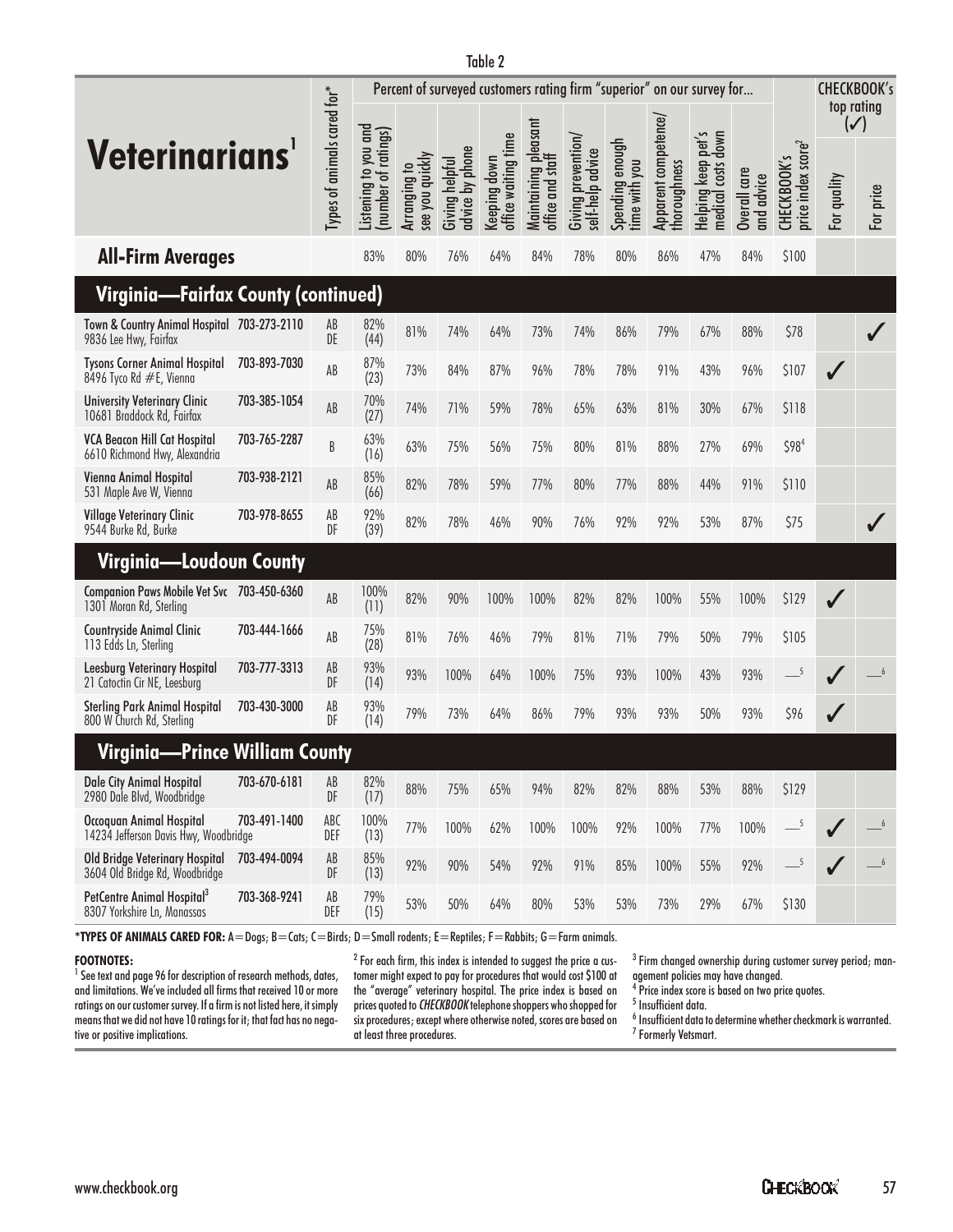Table 2

| Veterinarians[1] | | Types of animals cared for* | Percent of surveyed customers rating firm "superior" on our survey for... | | | | | | | | | | | CHECKBOOK's top rating (✓) | |
|---|---|---|---|---|---|---|---|---|---|---|---|---|---|---|---|
| | | | Listening to you and (number of ratings) | Arranging to see you quickly | Giving helpful advice by phone | Keeping down office waiting time | Maintaining pleasant office and staff | Giving prevention/ self-help advice | Spending enough time with you | Apparent competence/ thoroughness | Helping keep pet's medical costs down | Overall care and advice | CHECKBOOK's price index score[2] | For quality | For price |
| **All-Firm Averages** | | | 83% | 80% | 76% | 64% | 84% | 78% | 80% | 86% | 47% | 84% | $100 | | |
| **Virginia—Fairfax County (continued)** | | | | | | | | | | | | | | | |
| **Town & Country Animal Hospital** 9836 Lee Hwy, Fairfax | 703-273-2110 | AB DE | 82% (44) | 81% | 74% | 64% | 73% | 74% | 86% | 79% | 67% | 88% | $78 | | ✓ |
| **Tysons Corner Animal Hospital** 8496 Tyco Rd #E, Vienna | 703-893-7030 | AB | 87% (23) | 73% | 84% | 87% | 96% | 78% | 78% | 91% | 43% | 96% | $107 | ✓ | |
| **University Veterinary Clinic** 10681 Braddock Rd, Fairfax | 703-385-1054 | AB | 70% (27) | 74% | 71% | 59% | 78% | 65% | 63% | 81% | 30% | 67% | $118 | | |
| **VCA Beacon Hill Cat Hospital** 6610 Richmond Hwy, Alexandria | 703-765-2287 | B | 63% (16) | 63% | 75% | 56% | 75% | 80% | 81% | 88% | 27% | 69% | $98[4] | | |
| **Vienna Animal Hospital** 531 Maple Ave W, Vienna | 703-938-2121 | AB | 85% (66) | 82% | 78% | 59% | 77% | 80% | 77% | 88% | 44% | 91% | $110 | | |
| **Village Veterinary Clinic** 9544 Burke Rd, Burke | 703-978-8655 | AB DF | 92% (39) | 82% | 78% | 46% | 90% | 76% | 92% | 92% | 53% | 87% | $75 | | ✓ |
| **Virginia—Loudoun County** | | | | | | | | | | | | | | | |
| **Companion Paws Mobile Vet Svc** 1301 Moran Rd, Sterling | 703-450-6360 | AB | 100% (11) | 82% | 90% | 100% | 100% | 82% | 82% | 100% | 55% | 100% | $129 | ✓ | |
| **Countryside Animal Clinic** 113 Edds Ln, Sterling | 703-444-1666 | AB | 75% (28) | 81% | 76% | 46% | 79% | 81% | 71% | 79% | 50% | 79% | $105 | | |
| **Leesburg Veterinary Hospital** 21 Catoctin Cir NE, Leesburg | 703-777-3313 | AB DF | 93% (14) | 93% | 100% | 64% | 100% | 75% | 93% | 100% | 43% | 93% | —[5] | ✓ | —[6] |
| **Sterling Park Animal Hospital** 800 W Church Rd, Sterling | 703-430-3000 | AB DF | 93% (14) | 79% | 73% | 64% | 86% | 79% | 93% | 93% | 50% | 93% | $96 | ✓ | |
| **Virginia—Prince William County** | | | | | | | | | | | | | | | |
| **Dale City Animal Hospital** 2980 Dale Blvd, Woodbridge | 703-670-6181 | AB DF | 82% (17) | 88% | 75% | 65% | 94% | 82% | 82% | 88% | 53% | 88% | $129 | | |
| **Occoquan Animal Hospital** 14234 Jefferson Davis Hwy, Woodbridge | 703-491-1400 | ABC DEF | 100% (13) | 77% | 100% | 62% | 100% | 100% | 92% | 100% | 77% | 100% | —[5] | ✓ | —[6] |
| **Old Bridge Veterinary Hospital** 3604 Old Bridge Rd, Woodbridge | 703-494-0094 | AB DF | 85% (13) | 92% | 90% | 54% | 92% | 91% | 85% | 100% | 55% | 92% | —[5] | ✓ | —[6] |
| **PetCentre Animal Hospital[3]** 8307 Yorkshire Ln, Manassas | 703-368-9241 | AB DEF | 79% (15) | 53% | 50% | 64% | 80% | 53% | 53% | 73% | 29% | 67% | $130 | | |

***TYPES OF ANIMALS CARED FOR:** A=Dogs; B=Cats; C=Birds; D=Small rodents; E=Reptiles; F=Rabbits; G=Farm animals.

**FOOTNOTES:**

[1] See text and page 96 for description of research methods, dates, and limitations. We've included all firms that received 10 or more ratings on our customer survey. If a firm is not listed here, it simply means that we did not have 10 ratings for it; that fact has no negative or positive implications.

[2] For each firm, this index is intended to suggest the price a customer might expect to pay for procedures that would cost $100 at the "average" veterinary hospital. The price index is based on prices quoted to *CHECKBOOK* telephone shoppers who shopped for six procedures; except where otherwise noted, scores are based on at least three procedures.

[3] Firm changed ownership during customer survey period; management policies may have changed.

[4] Price index score is based on two price quotes.

[5] Insufficient data.

[6] Insufficient data to determine whether checkmark is warranted.

[7] Formerly Vetsmart.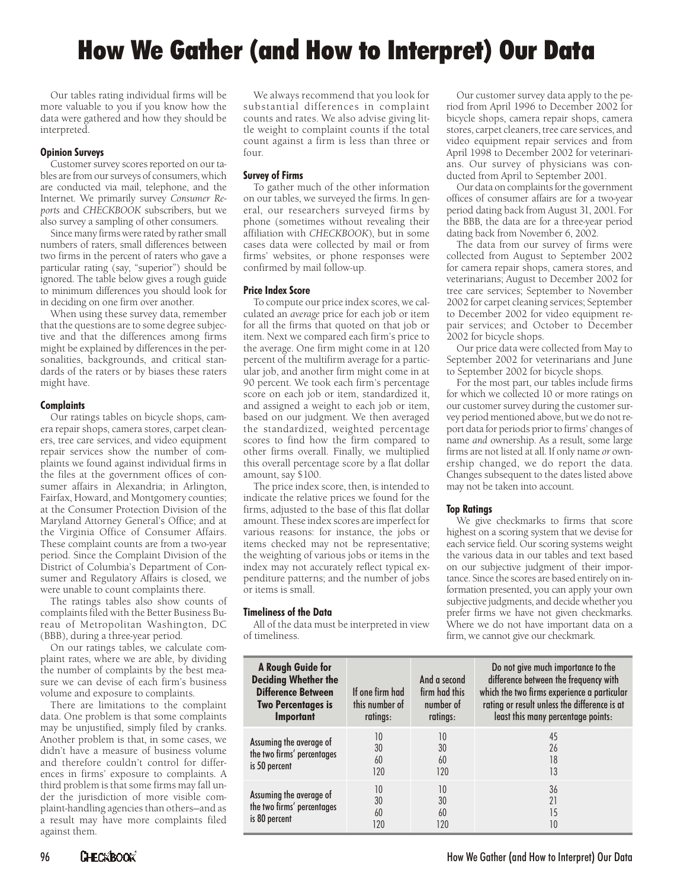# How We Gather (and How to Interpret) Our Data

Our tables rating individual firms will be more valuable to you if you know how the data were gathered and how they should be interpreted.

### Opinion Surveys

Customer survey scores reported on our tables are from our surveys of consumers, which are conducted via mail, telephone, and the Internet. We primarily survey *Consumer Reports* and *CHECKBOOK* subscribers, but we also survey a sampling of other consumers.

Since many firms were rated by rather small numbers of raters, small differences between two firms in the percent of raters who gave a particular rating (say, "superior") should be ignored. The table below gives a rough guide to minimum differences you should look for in deciding on one firm over another.

When using these survey data, remember that the questions are to some degree subjective and that the differences among firms might be explained by differences in the personalities, backgrounds, and critical standards of the raters or by biases these raters might have.

### Complaints

Our ratings tables on bicycle shops, camera repair shops, camera stores, carpet cleaners, tree care services, and video equipment repair services show the number of complaints we found against individual firms in the files at the government offices of consumer affairs in Alexandria; in Arlington, Fairfax, Howard, and Montgomery counties; at the Consumer Protection Division of the Maryland Attorney General's Office; and at the Virginia Office of Consumer Affairs. These complaint counts are from a two-year period. Since the Complaint Division of the District of Columbia's Department of Consumer and Regulatory Affairs is closed, we were unable to count complaints there.

The ratings tables also show counts of complaints filed with the Better Business Bureau of Metropolitan Washington, DC (BBB), during a three-year period.

On our ratings tables, we calculate complaint rates, where we are able, by dividing the number of complaints by the best measure we can devise of each firm's business volume and exposure to complaints.

There are limitations to the complaint data. One problem is that some complaints may be unjustified, simply filed by cranks. Another problem is that, in some cases, we didn't have a measure of business volume and therefore couldn't control for differences in firms' exposure to complaints. A third problem is that some firms may fall under the jurisdiction of more visible complaint-handling agencies than others—and as a result may have more complaints filed against them.

We always recommend that you look for substantial differences in complaint counts and rates. We also advise giving little weight to complaint counts if the total count against a firm is less than three or four.

### Survey of Firms

To gather much of the other information on our tables, we surveyed the firms. In general, our researchers surveyed firms by phone (sometimes without revealing their affiliation with *CHECKBOOK*), but in some cases data were collected by mail or from firms' websites, or phone responses were confirmed by mail follow-up.

### Price Index Score

To compute our price index scores, we calculated an *average* price for each job or item for all the firms that quoted on that job or item. Next we compared each firm's price to the average. One firm might come in at 120 percent of the multifirm average for a particular job, and another firm might come in at 90 percent. We took each firm's percentage score on each job or item, standardized it, and assigned a weight to each job or item, based on our judgment. We then averaged the standardized, weighted percentage scores to find how the firm compared to other firms overall. Finally, we multiplied this overall percentage score by a flat dollar amount, say $100.

The price index score, then, is intended to indicate the relative prices we found for the firms, adjusted to the base of this flat dollar amount. These index scores are imperfect for various reasons: for instance, the jobs or items checked may not be representative; the weighting of various jobs or items in the index may not accurately reflect typical expenditure patterns; and the number of jobs or items is small.

### Timeliness of the Data

All of the data must be interpreted in view of timeliness.

Our customer survey data apply to the period from April 1996 to December 2002 for bicycle shops, camera repair shops, camera stores, carpet cleaners, tree care services, and video equipment repair services and from April 1998 to December 2002 for veterinarians. Our survey of physicians was conducted from April to September 2001.

Our data on complaints for the government offices of consumer affairs are for a two-year period dating back from August 31, 2001. For the BBB, the data are for a three-year period dating back from November 6, 2002.

The data from our survey of firms were collected from August to September 2002 for camera repair shops, camera stores, and veterinarians; August to December 2002 for tree care services; September to November 2002 for carpet cleaning services; September to December 2002 for video equipment repair services; and October to December 2002 for bicycle shops.

Our price data were collected from May to September 2002 for veterinarians and June to September 2002 for bicycle shops.

For the most part, our tables include firms for which we collected 10 or more ratings on our customer survey during the customer survey period mentioned above, but we do not report data for periods prior to firms' changes of name *and* ownership. As a result, some large firms are not listed at all. If only name *or* ownership changed, we do report the data. Changes subsequent to the dates listed above may not be taken into account.

### Top Ratings

We give checkmarks to firms that score highest on a scoring system that we devise for each service field. Our scoring systems weight the various data in our tables and text based on our subjective judgment of their importance. Since the scores are based entirely on information presented, you can apply your own subjective judgments, and decide whether you prefer firms we have not given checkmarks. Where we do not have important data on a firm, we cannot give our checkmark.

| A Rough Guide for Deciding Whether the Difference Between Two Percentages is Important | If one firm had this number of ratings: | And a second firm had this number of ratings: | Do not give much importance to the difference between the frequency with which the two firms experience a particular rating or result unless the difference is at least this many percentage points: |
|---|---|---|---|
| Assuming the average of the two firms' percentages is 50 percent | 10 | 10 | 45 |
| | 30 | 30 | 26 |
| | 60 | 60 | 18 |
| | 120 | 120 | 13 |
| Assuming the average of the two firms' percentages is 80 percent | 10 | 10 | 36 |
| | 30 | 30 | 21 |
| | 60 | 60 | 15 |
| | 120 | 120 | 10 |